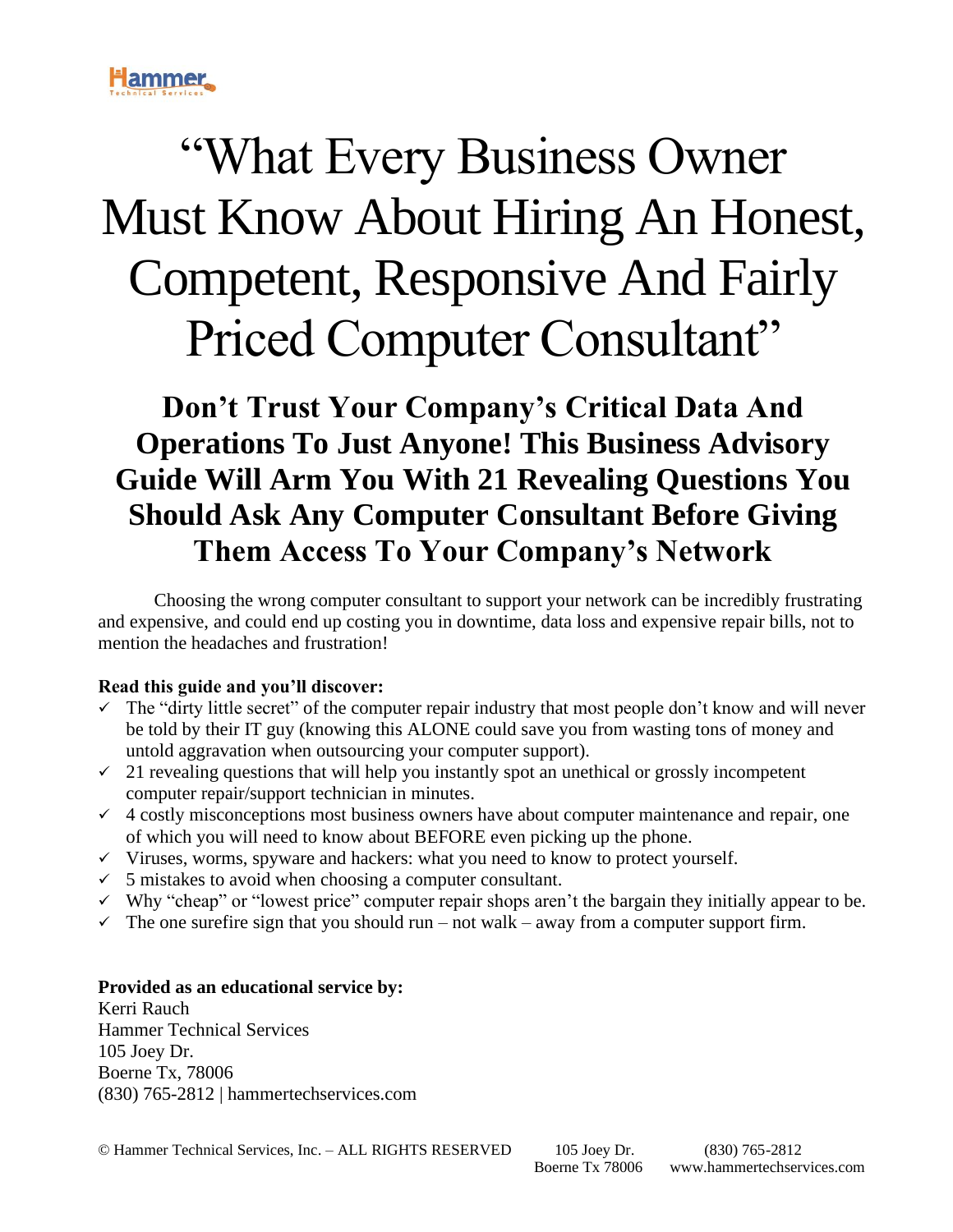# "What Every Business Owner Must Know About Hiring An Honest, Competent, Responsive And Fairly Priced Computer Consultant"

## Don't Trust Your Company's Critical Data And Operations To Just Anyone! This Business Advisory Guide Will Arm You With 21 Revealing Questions You Should Ask Any Computer Consultant Before Giving Them Access To Your Company's Network

Choosing the wrong computer consultant to support your network can be incredibly frustrating and expensive, and could end up costing you in downtime, data loss and expensive repair bills, not to mention the headaches and frustration!

**Read this guide and you'll discover:**

- ✓ The "dirty little secret" of the computer repair industry that most people don't know and will never be told by their IT guy (knowing this ALONE could save you from wasting tons of money and untold aggravation when outsourcing your computer support).
- ✓ 21 revealing questions that will help you instantly spot an unethical or grossly incompetent computer repair/support technician in minutes.
- ✓ 4 costly misconceptions most business owners have about computer maintenance and repair, one of which you will need to know about BEFORE even picking up the phone.
- ✓ Viruses, worms, spyware and hackers: what you need to know to protect yourself.
- ✓ 5 mistakes to avoid when choosing a computer consultant.
- ✓ Why "cheap" or "lowest price" computer repair shops aren't the bargain they initially appear to be.
- ✓ The one surefire sign that you should run – not walk – away from a computer support firm.

**Provided as an educational service by:**
Kerri Rauch
Hammer Technical Services
105 Joey Dr.
Boerne Tx, 78006
(830) 765-2812 | hammertechservices.com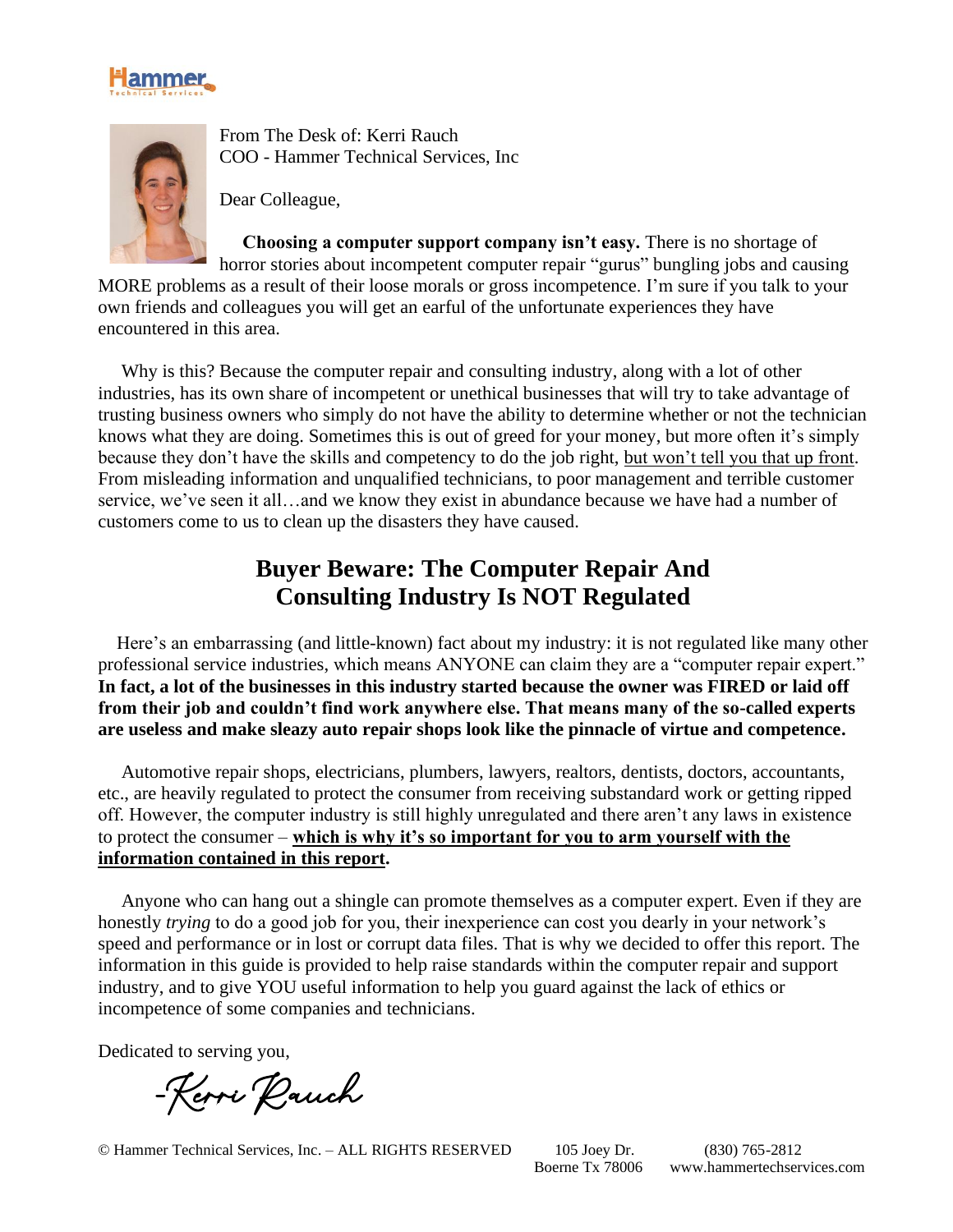From The Desk of: Kerri Rauch
COO - Hammer Technical Services, Inc

Dear Colleague,

**Choosing a computer support company isn't easy.** There is no shortage of horror stories about incompetent computer repair "gurus" bungling jobs and causing MORE problems as a result of their loose morals or gross incompetence. I'm sure if you talk to your own friends and colleagues you will get an earful of the unfortunate experiences they have encountered in this area.

Why is this? Because the computer repair and consulting industry, along with a lot of other industries, has its own share of incompetent or unethical businesses that will try to take advantage of trusting business owners who simply do not have the ability to determine whether or not the technician knows what they are doing. Sometimes this is out of greed for your money, but more often it's simply because they don't have the skills and competency to do the job right, <u>but won't tell you that up front</u>. From misleading information and unqualified technicians, to poor management and terrible customer service, we've seen it all…and we know they exist in abundance because we have had a number of customers come to us to clean up the disasters they have caused.

## Buyer Beware: The Computer Repair And Consulting Industry Is NOT Regulated

Here's an embarrassing (and little-known) fact about my industry: it is not regulated like many other professional service industries, which means ANYONE can claim they are a "computer repair expert." **In fact, a lot of the businesses in this industry started because the owner was FIRED or laid off from their job and couldn't find work anywhere else. That means many of the so-called experts are useless and make sleazy auto repair shops look like the pinnacle of virtue and competence.**

Automotive repair shops, electricians, plumbers, lawyers, realtors, dentists, doctors, accountants, etc., are heavily regulated to protect the consumer from receiving substandard work or getting ripped off. However, the computer industry is still highly unregulated and there aren't any laws in existence to protect the consumer – <u>**which is why it's so important for you to arm yourself with the information contained in this report**</u>.

Anyone who can hang out a shingle can promote themselves as a computer expert. Even if they are honestly *trying* to do a good job for you, their inexperience can cost you dearly in your network's speed and performance or in lost or corrupt data files. That is why we decided to offer this report. The information in this guide is provided to help raise standards within the computer repair and support industry, and to give YOU useful information to help you guard against the lack of ethics or incompetence of some companies and technicians.

Dedicated to serving you,

-Kerri Rauch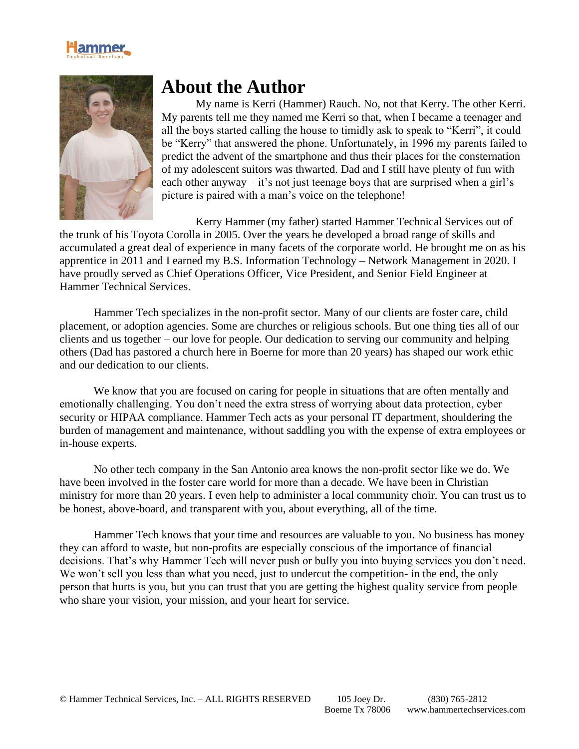# About the Author

My name is Kerri (Hammer) Rauch. No, not that Kerry. The other Kerri. My parents tell me they named me Kerri so that, when I became a teenager and all the boys started calling the house to timidly ask to speak to "Kerri", it could be "Kerry" that answered the phone. Unfortunately, in 1996 my parents failed to predict the advent of the smartphone and thus their places for the consternation of my adolescent suitors was thwarted. Dad and I still have plenty of fun with each other anyway – it's not just teenage boys that are surprised when a girl's picture is paired with a man's voice on the telephone!

Kerry Hammer (my father) started Hammer Technical Services out of the trunk of his Toyota Corolla in 2005. Over the years he developed a broad range of skills and accumulated a great deal of experience in many facets of the corporate world. He brought me on as his apprentice in 2011 and I earned my B.S. Information Technology – Network Management in 2020. I have proudly served as Chief Operations Officer, Vice President, and Senior Field Engineer at Hammer Technical Services.

Hammer Tech specializes in the non-profit sector. Many of our clients are foster care, child placement, or adoption agencies. Some are churches or religious schools. But one thing ties all of our clients and us together – our love for people. Our dedication to serving our community and helping others (Dad has pastored a church here in Boerne for more than 20 years) has shaped our work ethic and our dedication to our clients.

We know that you are focused on caring for people in situations that are often mentally and emotionally challenging. You don't need the extra stress of worrying about data protection, cyber security or HIPAA compliance. Hammer Tech acts as your personal IT department, shouldering the burden of management and maintenance, without saddling you with the expense of extra employees or in-house experts.

No other tech company in the San Antonio area knows the non-profit sector like we do. We have been involved in the foster care world for more than a decade. We have been in Christian ministry for more than 20 years. I even help to administer a local community choir. You can trust us to be honest, above-board, and transparent with you, about everything, all of the time.

Hammer Tech knows that your time and resources are valuable to you. No business has money they can afford to waste, but non-profits are especially conscious of the importance of financial decisions. That's why Hammer Tech will never push or bully you into buying services you don't need. We won't sell you less than what you need, just to undercut the competition- in the end, the only person that hurts is you, but you can trust that you are getting the highest quality service from people who share your vision, your mission, and your heart for service.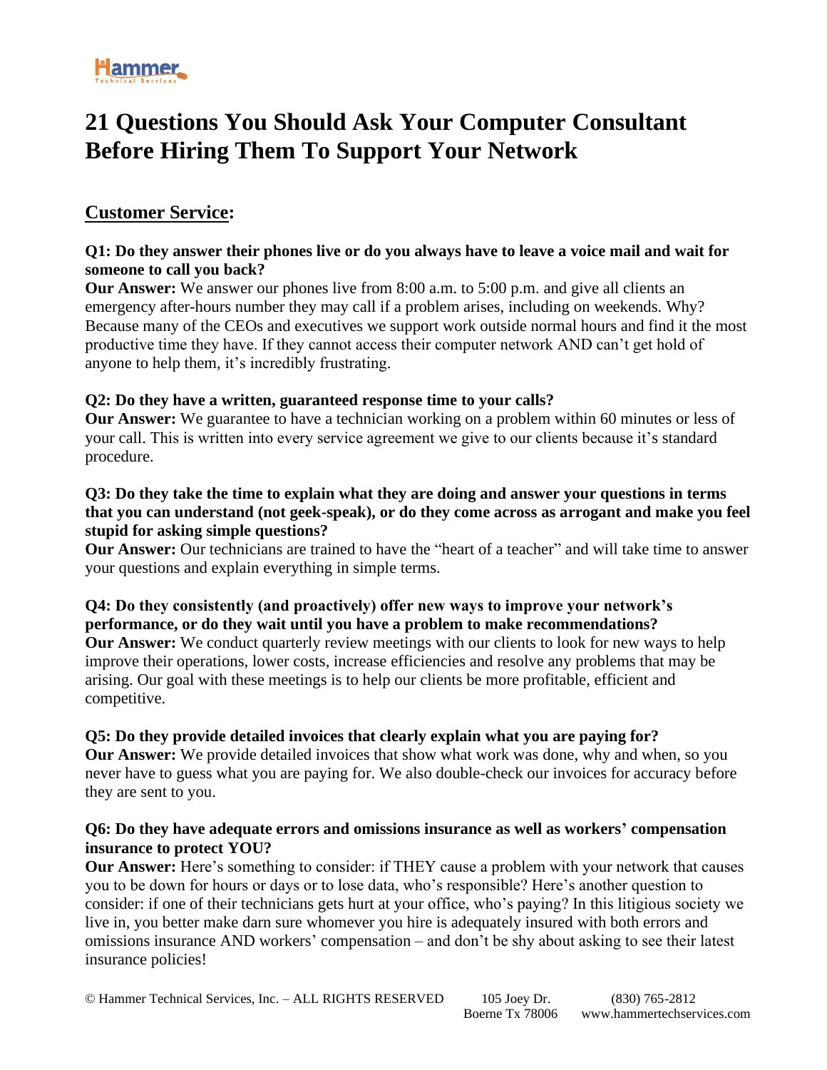# 21 Questions You Should Ask Your Computer Consultant Before Hiring Them To Support Your Network

## Customer Service:

**Q1: Do they answer their phones live or do you always have to leave a voice mail and wait for someone to call you back?**

**Our Answer:** We answer our phones live from 8:00 a.m. to 5:00 p.m. and give all clients an emergency after-hours number they may call if a problem arises, including on weekends. Why? Because many of the CEOs and executives we support work outside normal hours and find it the most productive time they have. If they cannot access their computer network AND can't get hold of anyone to help them, it's incredibly frustrating.

**Q2: Do they have a written, guaranteed response time to your calls?**

**Our Answer:** We guarantee to have a technician working on a problem within 60 minutes or less of your call. This is written into every service agreement we give to our clients because it's standard procedure.

**Q3: Do they take the time to explain what they are doing and answer your questions in terms that you can understand (not geek-speak), or do they come across as arrogant and make you feel stupid for asking simple questions?**

**Our Answer:** Our technicians are trained to have the "heart of a teacher" and will take time to answer your questions and explain everything in simple terms.

**Q4: Do they consistently (and proactively) offer new ways to improve your network's performance, or do they wait until you have a problem to make recommendations?**

**Our Answer:** We conduct quarterly review meetings with our clients to look for new ways to help improve their operations, lower costs, increase efficiencies and resolve any problems that may be arising. Our goal with these meetings is to help our clients be more profitable, efficient and competitive.

**Q5: Do they provide detailed invoices that clearly explain what you are paying for?**

**Our Answer:** We provide detailed invoices that show what work was done, why and when, so you never have to guess what you are paying for. We also double-check our invoices for accuracy before they are sent to you.

**Q6: Do they have adequate errors and omissions insurance as well as workers' compensation insurance to protect YOU?**

**Our Answer:** Here's something to consider: if THEY cause a problem with your network that causes you to be down for hours or days or to lose data, who's responsible? Here's another question to consider: if one of their technicians gets hurt at your office, who's paying? In this litigious society we live in, you better make darn sure whomever you hire is adequately insured with both errors and omissions insurance AND workers' compensation – and don't be shy about asking to see their latest insurance policies!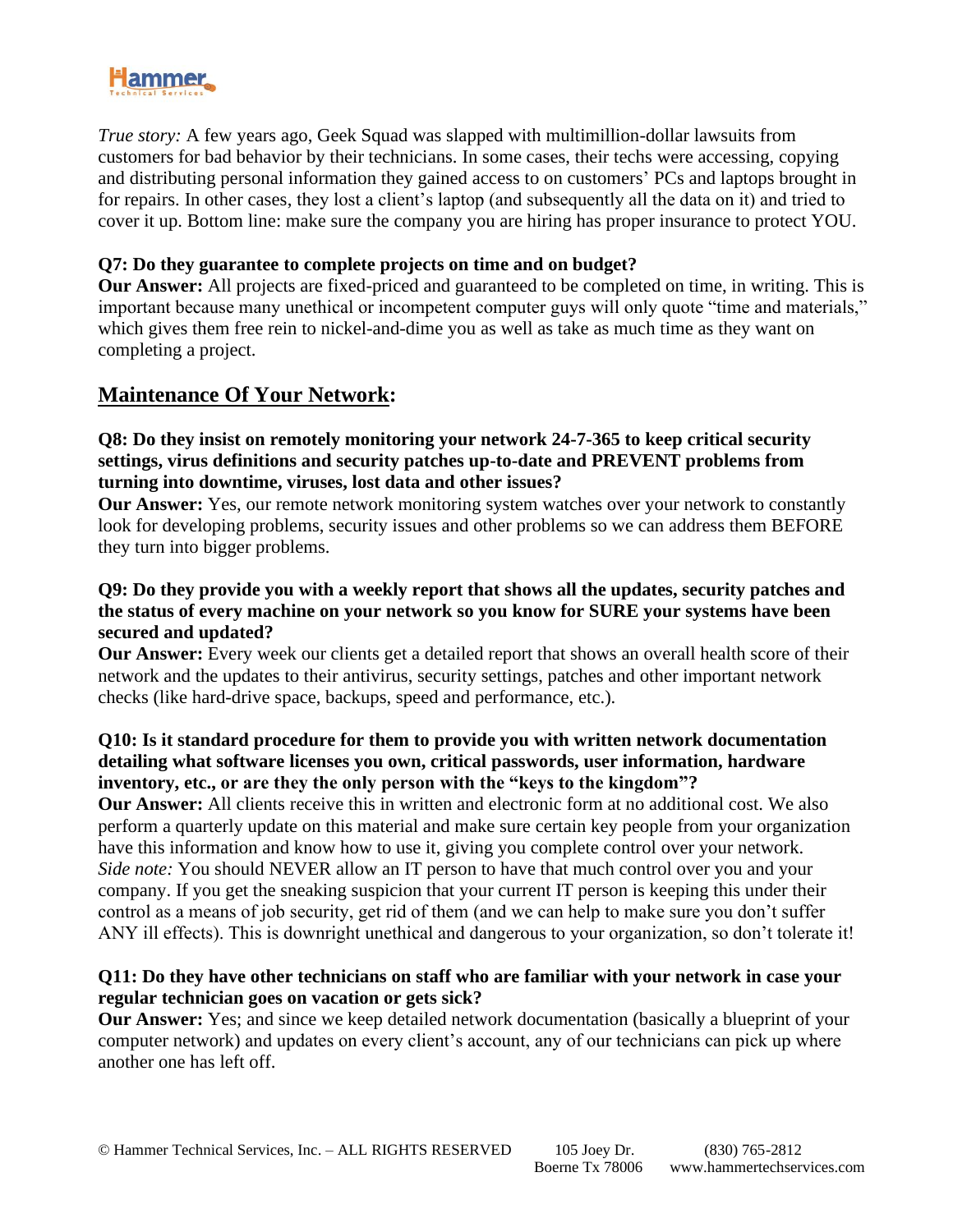*True story:* A few years ago, Geek Squad was slapped with multimillion-dollar lawsuits from customers for bad behavior by their technicians. In some cases, their techs were accessing, copying and distributing personal information they gained access to on customers' PCs and laptops brought in for repairs. In other cases, they lost a client's laptop (and subsequently all the data on it) and tried to cover it up. Bottom line: make sure the company you are hiring has proper insurance to protect YOU.

**Q7: Do they guarantee to complete projects on time and on budget?**
**Our Answer:** All projects are fixed-priced and guaranteed to be completed on time, in writing. This is important because many unethical or incompetent computer guys will only quote "time and materials," which gives them free rein to nickel-and-dime you as well as take as much time as they want on completing a project.

## Maintenance Of Your Network:

**Q8: Do they insist on remotely monitoring your network 24-7-365 to keep critical security settings, virus definitions and security patches up-to-date and PREVENT problems from turning into downtime, viruses, lost data and other issues?**
**Our Answer:** Yes, our remote network monitoring system watches over your network to constantly look for developing problems, security issues and other problems so we can address them BEFORE they turn into bigger problems.

**Q9: Do they provide you with a weekly report that shows all the updates, security patches and the status of every machine on your network so you know for SURE your systems have been secured and updated?**
**Our Answer:** Every week our clients get a detailed report that shows an overall health score of their network and the updates to their antivirus, security settings, patches and other important network checks (like hard-drive space, backups, speed and performance, etc.).

**Q10: Is it standard procedure for them to provide you with written network documentation detailing what software licenses you own, critical passwords, user information, hardware inventory, etc., or are they the only person with the "keys to the kingdom"?**
**Our Answer:** All clients receive this in written and electronic form at no additional cost. We also perform a quarterly update on this material and make sure certain key people from your organization have this information and know how to use it, giving you complete control over your network.
*Side note:* You should NEVER allow an IT person to have that much control over you and your company. If you get the sneaking suspicion that your current IT person is keeping this under their control as a means of job security, get rid of them (and we can help to make sure you don't suffer ANY ill effects). This is downright unethical and dangerous to your organization, so don't tolerate it!

**Q11: Do they have other technicians on staff who are familiar with your network in case your regular technician goes on vacation or gets sick?**
**Our Answer:** Yes; and since we keep detailed network documentation (basically a blueprint of your computer network) and updates on every client's account, any of our technicians can pick up where another one has left off.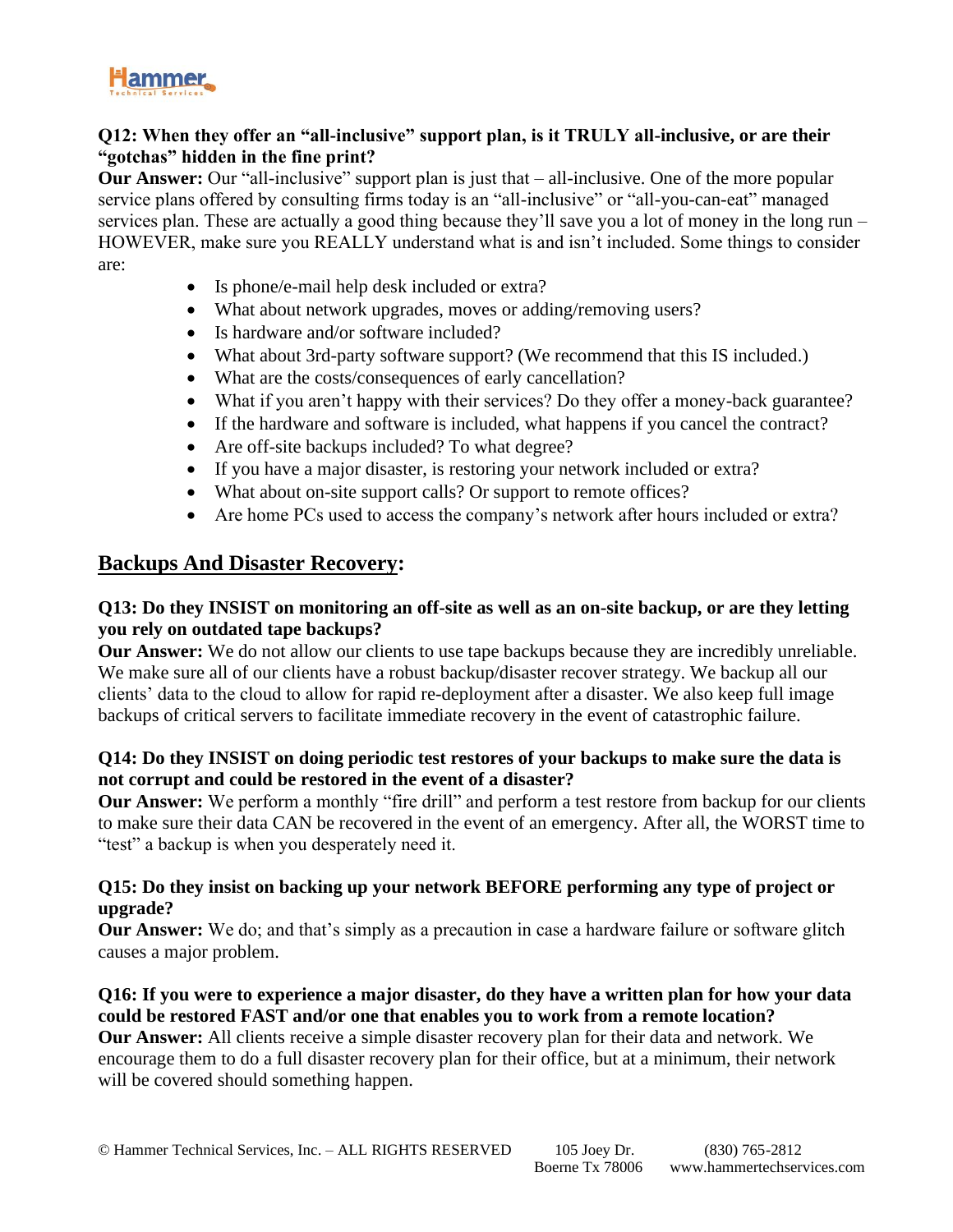**Q12: When they offer an "all-inclusive" support plan, is it TRULY all-inclusive, or are their "gotchas" hidden in the fine print?**

**Our Answer:** Our "all-inclusive" support plan is just that – all-inclusive. One of the more popular service plans offered by consulting firms today is an "all-inclusive" or "all-you-can-eat" managed services plan. These are actually a good thing because they'll save you a lot of money in the long run – HOWEVER, make sure you REALLY understand what is and isn't included. Some things to consider are:

- Is phone/e-mail help desk included or extra?
- What about network upgrades, moves or adding/removing users?
- Is hardware and/or software included?
- What about 3rd-party software support? (We recommend that this IS included.)
- What are the costs/consequences of early cancellation?
- What if you aren't happy with their services? Do they offer a money-back guarantee?
- If the hardware and software is included, what happens if you cancel the contract?
- Are off-site backups included? To what degree?
- If you have a major disaster, is restoring your network included or extra?
- What about on-site support calls? Or support to remote offices?
- Are home PCs used to access the company's network after hours included or extra?

## Backups And Disaster Recovery:

**Q13: Do they INSIST on monitoring an off-site as well as an on-site backup, or are they letting you rely on outdated tape backups?**

**Our Answer:** We do not allow our clients to use tape backups because they are incredibly unreliable. We make sure all of our clients have a robust backup/disaster recover strategy. We backup all our clients' data to the cloud to allow for rapid re-deployment after a disaster. We also keep full image backups of critical servers to facilitate immediate recovery in the event of catastrophic failure.

**Q14: Do they INSIST on doing periodic test restores of your backups to make sure the data is not corrupt and could be restored in the event of a disaster?**

**Our Answer:** We perform a monthly "fire drill" and perform a test restore from backup for our clients to make sure their data CAN be recovered in the event of an emergency. After all, the WORST time to "test" a backup is when you desperately need it.

**Q15: Do they insist on backing up your network BEFORE performing any type of project or upgrade?**

**Our Answer:** We do; and that's simply as a precaution in case a hardware failure or software glitch causes a major problem.

**Q16: If you were to experience a major disaster, do they have a written plan for how your data could be restored FAST and/or one that enables you to work from a remote location?**

**Our Answer:** All clients receive a simple disaster recovery plan for their data and network. We encourage them to do a full disaster recovery plan for their office, but at a minimum, their network will be covered should something happen.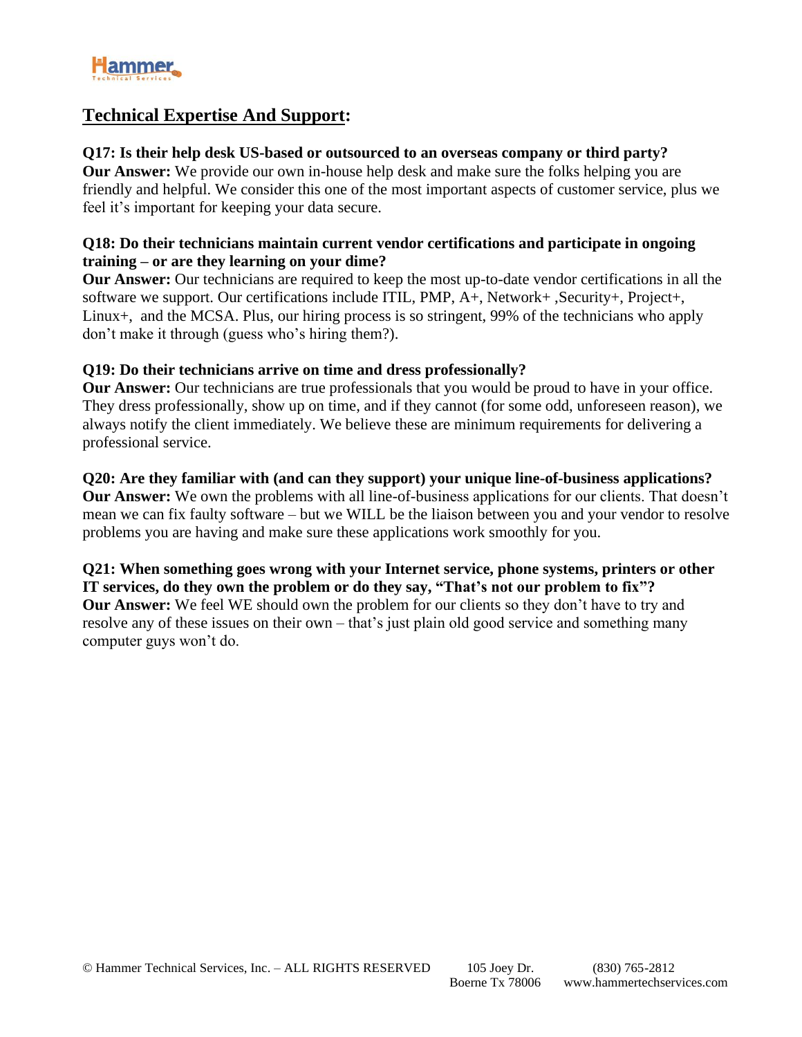## Technical Expertise And Support:

**Q17: Is their help desk US-based or outsourced to an overseas company or third party?**
**Our Answer:** We provide our own in-house help desk and make sure the folks helping you are friendly and helpful. We consider this one of the most important aspects of customer service, plus we feel it's important for keeping your data secure.

**Q18: Do their technicians maintain current vendor certifications and participate in ongoing training – or are they learning on your dime?**
**Our Answer:** Our technicians are required to keep the most up-to-date vendor certifications in all the software we support. Our certifications include ITIL, PMP, A+, Network+ ,Security+, Project+, Linux+, and the MCSA. Plus, our hiring process is so stringent, 99% of the technicians who apply don't make it through (guess who's hiring them?).

**Q19: Do their technicians arrive on time and dress professionally?**
**Our Answer:** Our technicians are true professionals that you would be proud to have in your office. They dress professionally, show up on time, and if they cannot (for some odd, unforeseen reason), we always notify the client immediately. We believe these are minimum requirements for delivering a professional service.

**Q20: Are they familiar with (and can they support) your unique line-of-business applications?**
**Our Answer:** We own the problems with all line-of-business applications for our clients. That doesn't mean we can fix faulty software – but we WILL be the liaison between you and your vendor to resolve problems you are having and make sure these applications work smoothly for you.

**Q21: When something goes wrong with your Internet service, phone systems, printers or other IT services, do they own the problem or do they say, "That's not our problem to fix"?**
**Our Answer:** We feel WE should own the problem for our clients so they don't have to try and resolve any of these issues on their own – that's just plain old good service and something many computer guys won't do.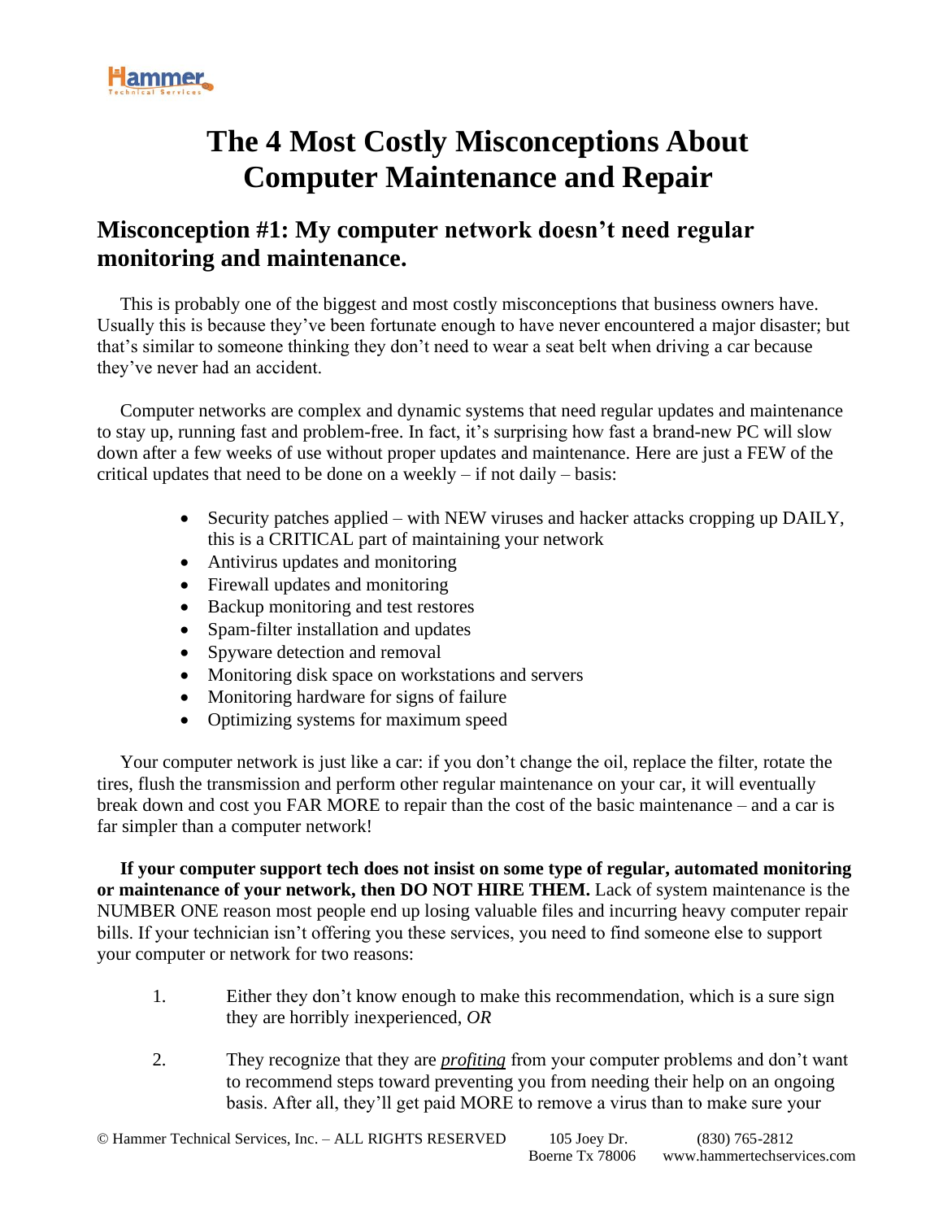# The 4 Most Costly Misconceptions About Computer Maintenance and Repair

## Misconception #1: My computer network doesn't need regular monitoring and maintenance.

This is probably one of the biggest and most costly misconceptions that business owners have. Usually this is because they've been fortunate enough to have never encountered a major disaster; but that's similar to someone thinking they don't need to wear a seat belt when driving a car because they've never had an accident.

Computer networks are complex and dynamic systems that need regular updates and maintenance to stay up, running fast and problem-free. In fact, it's surprising how fast a brand-new PC will slow down after a few weeks of use without proper updates and maintenance. Here are just a FEW of the critical updates that need to be done on a weekly – if not daily – basis:

- Security patches applied – with NEW viruses and hacker attacks cropping up DAILY, this is a CRITICAL part of maintaining your network
- Antivirus updates and monitoring
- Firewall updates and monitoring
- Backup monitoring and test restores
- Spam-filter installation and updates
- Spyware detection and removal
- Monitoring disk space on workstations and servers
- Monitoring hardware for signs of failure
- Optimizing systems for maximum speed

Your computer network is just like a car: if you don't change the oil, replace the filter, rotate the tires, flush the transmission and perform other regular maintenance on your car, it will eventually break down and cost you FAR MORE to repair than the cost of the basic maintenance – and a car is far simpler than a computer network!

**If your computer support tech does not insist on some type of regular, automated monitoring or maintenance of your network, then DO NOT HIRE THEM.** Lack of system maintenance is the NUMBER ONE reason most people end up losing valuable files and incurring heavy computer repair bills. If your technician isn't offering you these services, you need to find someone else to support your computer or network for two reasons:

1. Either they don't know enough to make this recommendation, which is a sure sign they are horribly inexperienced, *OR*

2. They recognize that they are ***profiting*** from your computer problems and don't want to recommend steps toward preventing you from needing their help on an ongoing basis. After all, they'll get paid MORE to remove a virus than to make sure your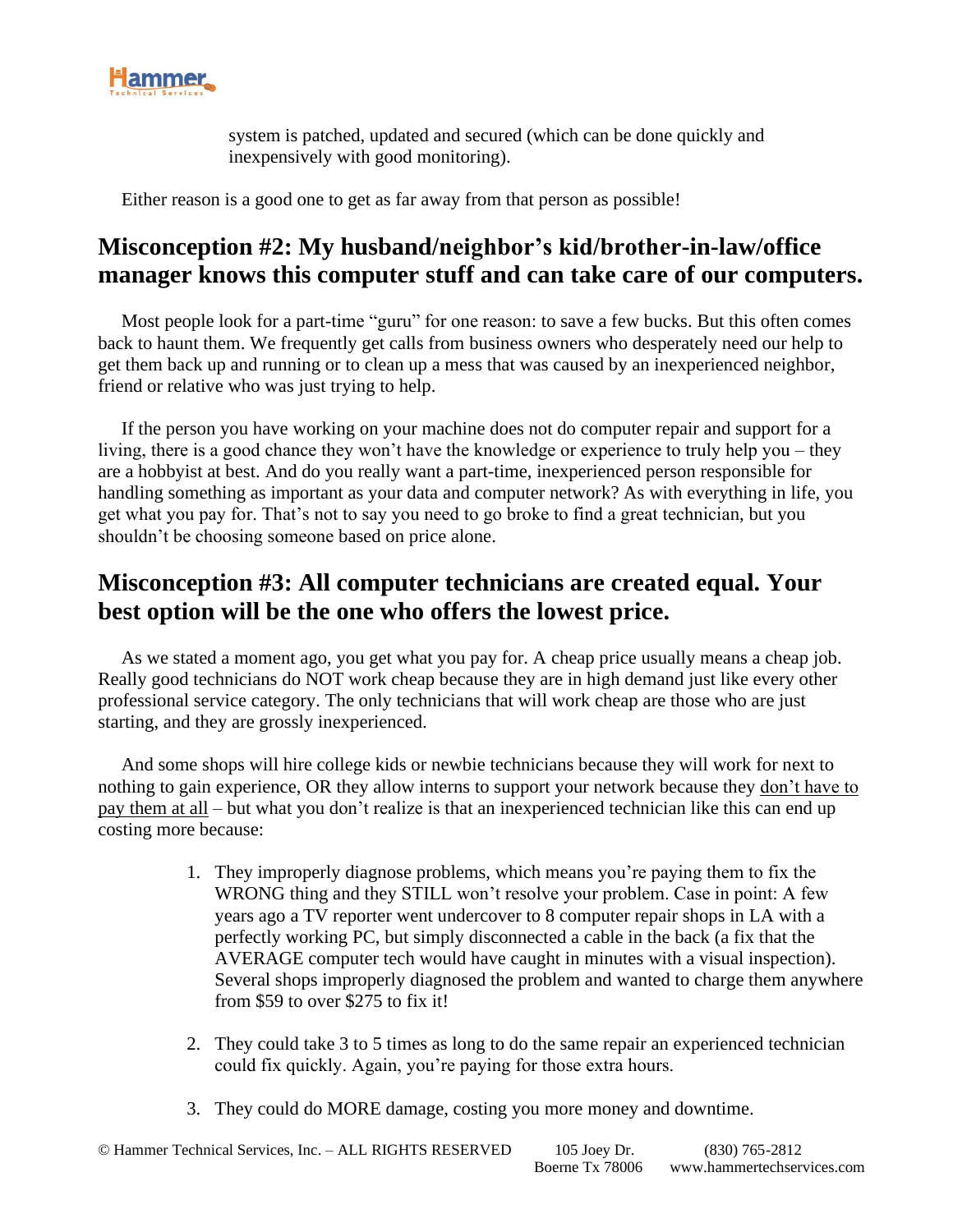system is patched, updated and secured (which can be done quickly and inexpensively with good monitoring).

Either reason is a good one to get as far away from that person as possible!

## Misconception #2: My husband/neighbor's kid/brother-in-law/office manager knows this computer stuff and can take care of our computers.

Most people look for a part-time "guru" for one reason: to save a few bucks. But this often comes back to haunt them. We frequently get calls from business owners who desperately need our help to get them back up and running or to clean up a mess that was caused by an inexperienced neighbor, friend or relative who was just trying to help.

If the person you have working on your machine does not do computer repair and support for a living, there is a good chance they won't have the knowledge or experience to truly help you – they are a hobbyist at best. And do you really want a part-time, inexperienced person responsible for handling something as important as your data and computer network? As with everything in life, you get what you pay for. That's not to say you need to go broke to find a great technician, but you shouldn't be choosing someone based on price alone.

## Misconception #3: All computer technicians are created equal. Your best option will be the one who offers the lowest price.

As we stated a moment ago, you get what you pay for. A cheap price usually means a cheap job. Really good technicians do NOT work cheap because they are in high demand just like every other professional service category. The only technicians that will work cheap are those who are just starting, and they are grossly inexperienced.

And some shops will hire college kids or newbie technicians because they will work for next to nothing to gain experience, OR they allow interns to support your network because they don't have to pay them at all – but what you don't realize is that an inexperienced technician like this can end up costing more because:

1. They improperly diagnose problems, which means you're paying them to fix the WRONG thing and they STILL won't resolve your problem. Case in point: A few years ago a TV reporter went undercover to 8 computer repair shops in LA with a perfectly working PC, but simply disconnected a cable in the back (a fix that the AVERAGE computer tech would have caught in minutes with a visual inspection). Several shops improperly diagnosed the problem and wanted to charge them anywhere from $59 to over $275 to fix it!

2. They could take 3 to 5 times as long to do the same repair an experienced technician could fix quickly. Again, you're paying for those extra hours.

3. They could do MORE damage, costing you more money and downtime.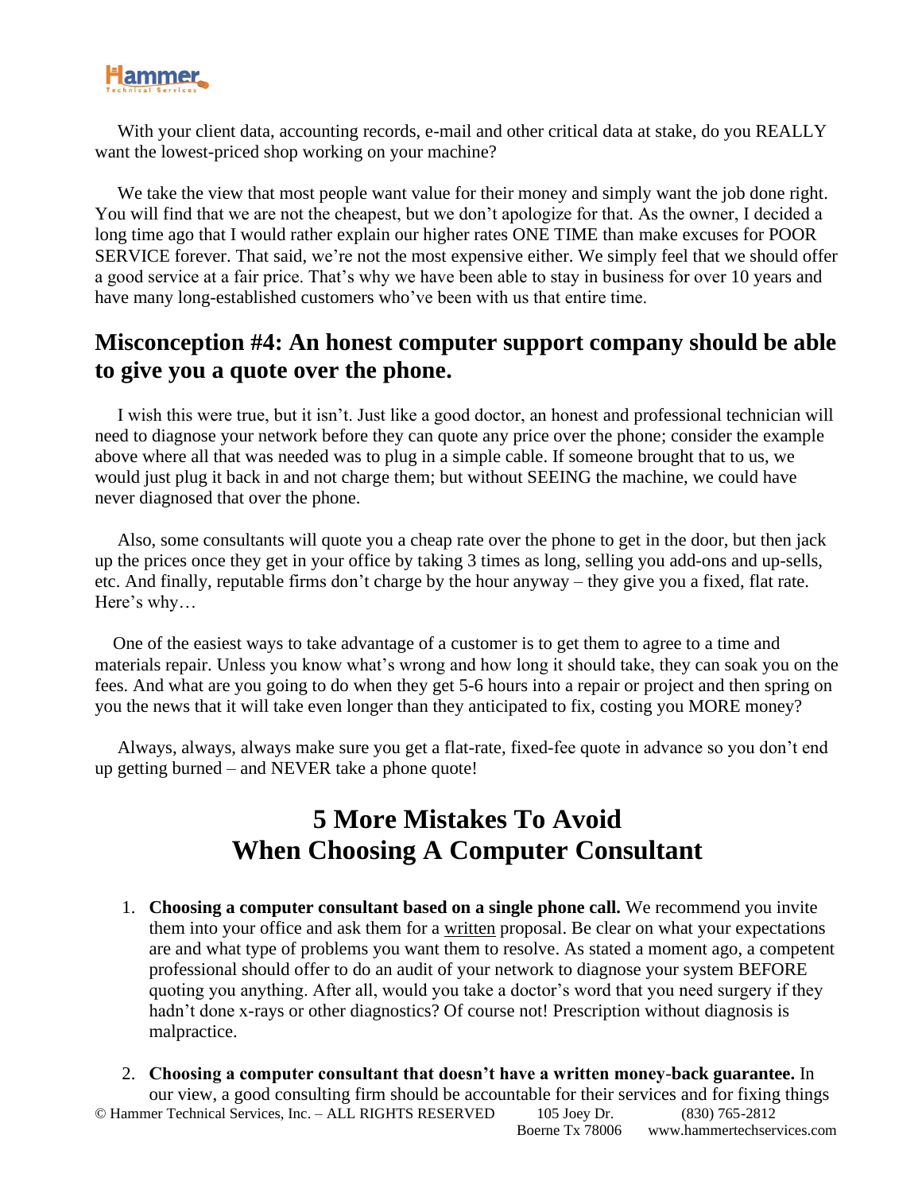With your client data, accounting records, e-mail and other critical data at stake, do you REALLY want the lowest-priced shop working on your machine?

We take the view that most people want value for their money and simply want the job done right. You will find that we are not the cheapest, but we don't apologize for that. As the owner, I decided a long time ago that I would rather explain our higher rates ONE TIME than make excuses for POOR SERVICE forever. That said, we're not the most expensive either. We simply feel that we should offer a good service at a fair price. That's why we have been able to stay in business for over 10 years and have many long-established customers who've been with us that entire time.

## Misconception #4: An honest computer support company should be able to give you a quote over the phone.

I wish this were true, but it isn't. Just like a good doctor, an honest and professional technician will need to diagnose your network before they can quote any price over the phone; consider the example above where all that was needed was to plug in a simple cable. If someone brought that to us, we would just plug it back in and not charge them; but without SEEING the machine, we could have never diagnosed that over the phone.

Also, some consultants will quote you a cheap rate over the phone to get in the door, but then jack up the prices once they get in your office by taking 3 times as long, selling you add-ons and up-sells, etc. And finally, reputable firms don't charge by the hour anyway – they give you a fixed, flat rate. Here's why…

One of the easiest ways to take advantage of a customer is to get them to agree to a time and materials repair. Unless you know what's wrong and how long it should take, they can soak you on the fees. And what are you going to do when they get 5-6 hours into a repair or project and then spring on you the news that it will take even longer than they anticipated to fix, costing you MORE money?

Always, always, always make sure you get a flat-rate, fixed-fee quote in advance so you don't end up getting burned – and NEVER take a phone quote!

# 5 More Mistakes To Avoid When Choosing A Computer Consultant

1. **Choosing a computer consultant based on a single phone call.** We recommend you invite them into your office and ask them for a written proposal. Be clear on what your expectations are and what type of problems you want them to resolve. As stated a moment ago, a competent professional should offer to do an audit of your network to diagnose your system BEFORE quoting you anything. After all, would you take a doctor's word that you need surgery if they hadn't done x-rays or other diagnostics? Of course not! Prescription without diagnosis is malpractice.

2. **Choosing a computer consultant that doesn't have a written money-back guarantee.** In our view, a good consulting firm should be accountable for their services and for fixing things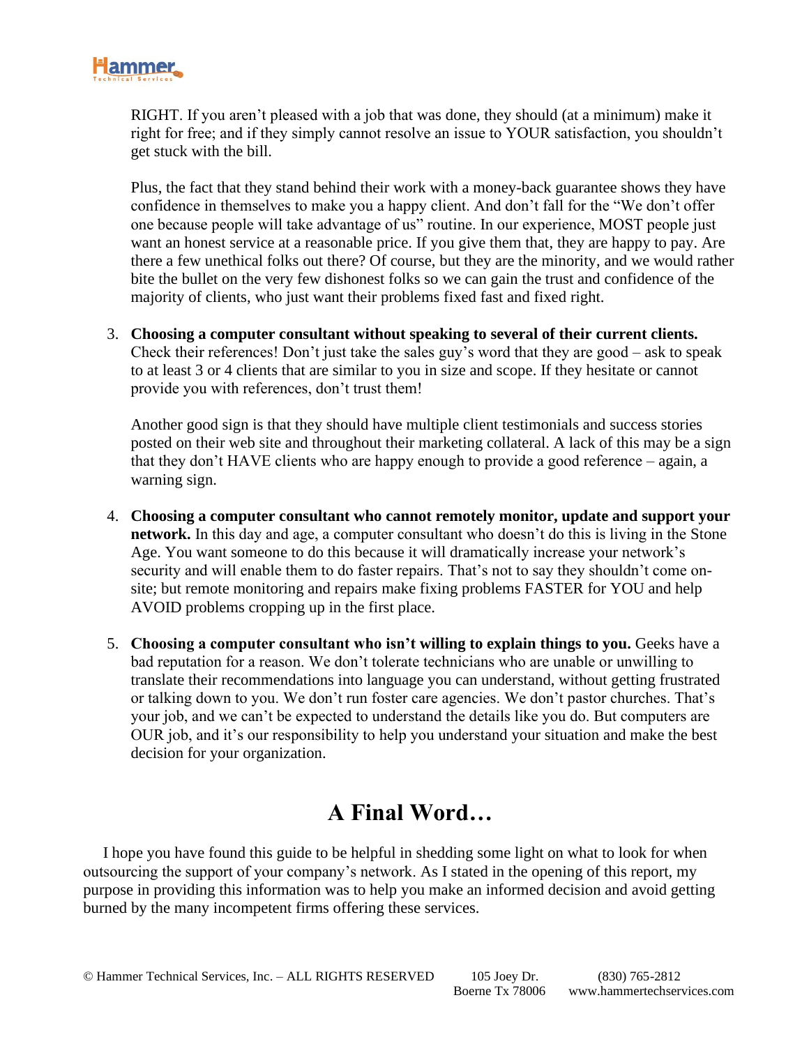RIGHT. If you aren't pleased with a job that was done, they should (at a minimum) make it right for free; and if they simply cannot resolve an issue to YOUR satisfaction, you shouldn't get stuck with the bill.

Plus, the fact that they stand behind their work with a money-back guarantee shows they have confidence in themselves to make you a happy client. And don't fall for the "We don't offer one because people will take advantage of us" routine. In our experience, MOST people just want an honest service at a reasonable price. If you give them that, they are happy to pay. Are there a few unethical folks out there? Of course, but they are the minority, and we would rather bite the bullet on the very few dishonest folks so we can gain the trust and confidence of the majority of clients, who just want their problems fixed fast and fixed right.

3. **Choosing a computer consultant without speaking to several of their current clients.** Check their references! Don't just take the sales guy's word that they are good – ask to speak to at least 3 or 4 clients that are similar to you in size and scope. If they hesitate or cannot provide you with references, don't trust them!

   Another good sign is that they should have multiple client testimonials and success stories posted on their web site and throughout their marketing collateral. A lack of this may be a sign that they don't HAVE clients who are happy enough to provide a good reference – again, a warning sign.

4. **Choosing a computer consultant who cannot remotely monitor, update and support your network.** In this day and age, a computer consultant who doesn't do this is living in the Stone Age. You want someone to do this because it will dramatically increase your network's security and will enable them to do faster repairs. That's not to say they shouldn't come on-site; but remote monitoring and repairs make fixing problems FASTER for YOU and help AVOID problems cropping up in the first place.

5. **Choosing a computer consultant who isn't willing to explain things to you.** Geeks have a bad reputation for a reason. We don't tolerate technicians who are unable or unwilling to translate their recommendations into language you can understand, without getting frustrated or talking down to you. We don't run foster care agencies. We don't pastor churches. That's your job, and we can't be expected to understand the details like you do. But computers are OUR job, and it's our responsibility to help you understand your situation and make the best decision for your organization.

# A Final Word…

I hope you have found this guide to be helpful in shedding some light on what to look for when outsourcing the support of your company's network. As I stated in the opening of this report, my purpose in providing this information was to help you make an informed decision and avoid getting burned by the many incompetent firms offering these services.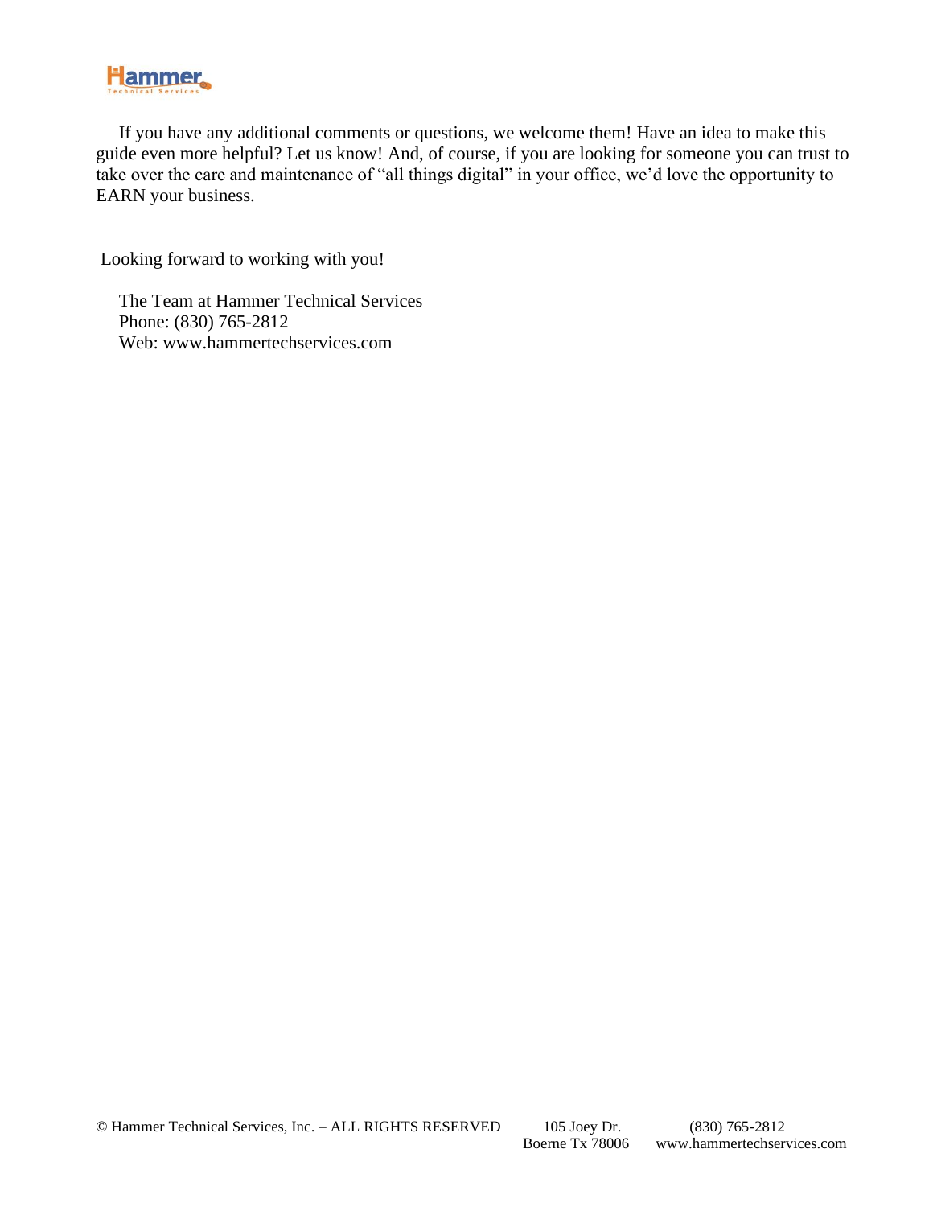If you have any additional comments or questions, we welcome them! Have an idea to make this guide even more helpful? Let us know! And, of course, if you are looking for someone you can trust to take over the care and maintenance of "all things digital" in your office, we'd love the opportunity to EARN your business.

Looking forward to working with you!

The Team at Hammer Technical Services
Phone: (830) 765-2812
Web: www.hammertechservices.com